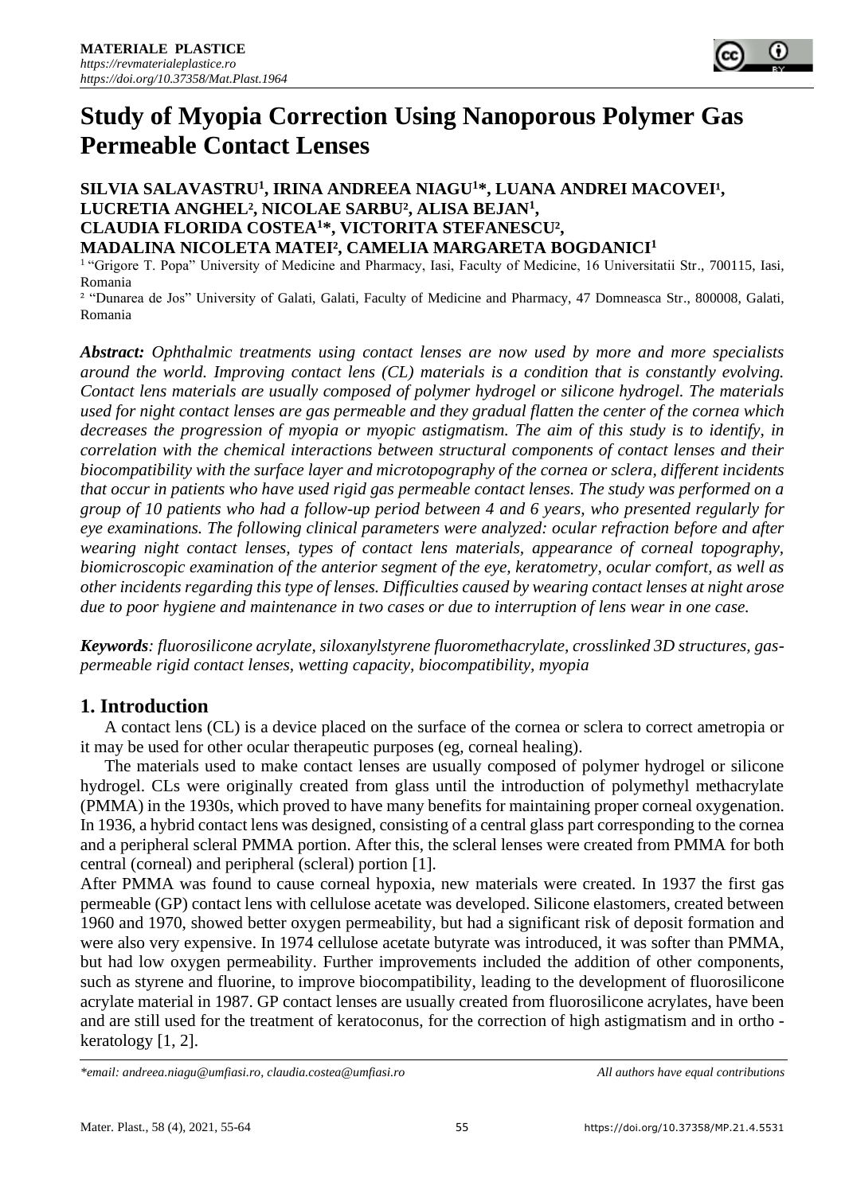# Study of Myopia Correction Using Nanoporous Polymer Gas Permeable Contact Lenses

**SILVIA SALAVASTRU[1], IRINA ANDREEA NIAGU[1]*, LUANA ANDREI MACOVEI[1], LUCRETIA ANGHEL[2], NICOLAE SARBU[2], ALISA BEJAN[1], CLAUDIA FLORIDA COSTEA[1]*, VICTORITA STEFANESCU[2], MADALINA NICOLETA MATEI[2], CAMELIA MARGARETA BOGDANICI[1]**

[1] "Grigore T. Popa" University of Medicine and Pharmacy, Iasi, Faculty of Medicine, 16 Universitatii Str., 700115, Iasi, Romania

[2] "Dunarea de Jos" University of Galati, Galati, Faculty of Medicine and Pharmacy, 47 Domneasca Str., 800008, Galati, Romania

***Abstract:*** *Ophthalmic treatments using contact lenses are now used by more and more specialists around the world. Improving contact lens (CL) materials is a condition that is constantly evolving. Contact lens materials are usually composed of polymer hydrogel or silicone hydrogel. The materials used for night contact lenses are gas permeable and they gradual flatten the center of the cornea which decreases the progression of myopia or myopic astigmatism. The aim of this study is to identify, in correlation with the chemical interactions between structural components of contact lenses and their biocompatibility with the surface layer and microtopography of the cornea or sclera, different incidents that occur in patients who have used rigid gas permeable contact lenses. The study was performed on a group of 10 patients who had a follow-up period between 4 and 6 years, who presented regularly for eye examinations. The following clinical parameters were analyzed: ocular refraction before and after wearing night contact lenses, types of contact lens materials, appearance of corneal topography, biomicroscopic examination of the anterior segment of the eye, keratometry, ocular comfort, as well as other incidents regarding this type of lenses. Difficulties caused by wearing contact lenses at night arose due to poor hygiene and maintenance in two cases or due to interruption of lens wear in one case.*

***Keywords****: fluorosilicone acrylate, siloxanylstyrene fluoromethacrylate, crosslinked 3D structures, gas-permeable rigid contact lenses, wetting capacity, biocompatibility, myopia*

## 1. Introduction

A contact lens (CL) is a device placed on the surface of the cornea or sclera to correct ametropia or it may be used for other ocular therapeutic purposes (eg, corneal healing).

The materials used to make contact lenses are usually composed of polymer hydrogel or silicone hydrogel. CLs were originally created from glass until the introduction of polymethyl methacrylate (PMMA) in the 1930s, which proved to have many benefits for maintaining proper corneal oxygenation. In 1936, a hybrid contact lens was designed, consisting of a central glass part corresponding to the cornea and a peripheral scleral PMMA portion. After this, the scleral lenses were created from PMMA for both central (corneal) and peripheral (scleral) portion [1].

After PMMA was found to cause corneal hypoxia, new materials were created. In 1937 the first gas permeable (GP) contact lens with cellulose acetate was developed. Silicone elastomers, created between 1960 and 1970, showed better oxygen permeability, but had a significant risk of deposit formation and were also very expensive. In 1974 cellulose acetate butyrate was introduced, it was softer than PMMA, but had low oxygen permeability. Further improvements included the addition of other components, such as styrene and fluorine, to improve biocompatibility, leading to the development of fluorosilicone acrylate material in 1987. GP contact lenses are usually created from fluorosilicone acrylates, have been and are still used for the treatment of keratoconus, for the correction of high astigmatism and in ortho - keratology [1, 2].

*\*email: andreea.niagu@umfiasi.ro, claudia.costea@umfiasi.ro* *All authors have equal contributions*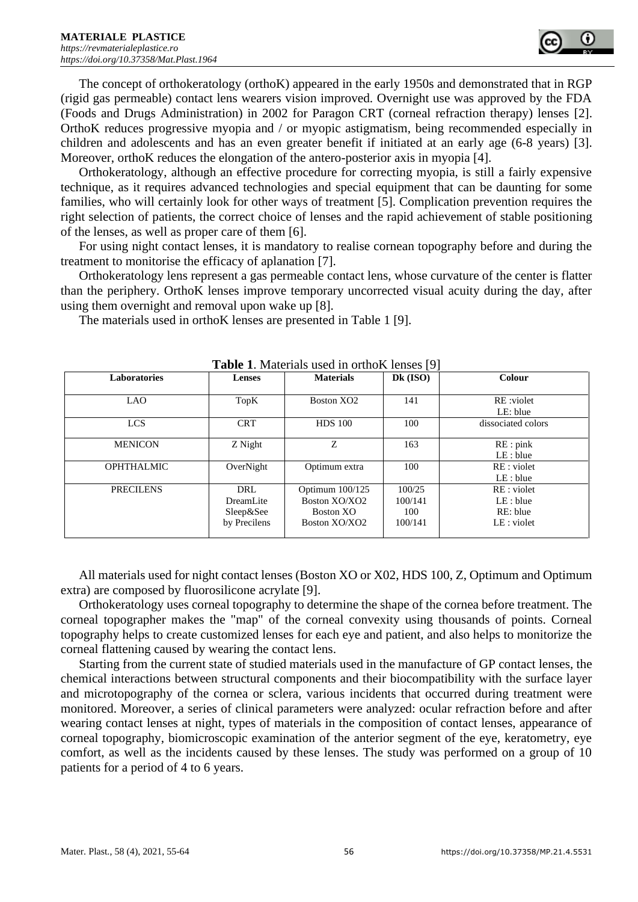The concept of orthokeratology (orthoK) appeared in the early 1950s and demonstrated that in RGP (rigid gas permeable) contact lens wearers vision improved. Overnight use was approved by the FDA (Foods and Drugs Administration) in 2002 for Paragon CRT (corneal refraction therapy) lenses [2]. OrthoK reduces progressive myopia and / or myopic astigmatism, being recommended especially in children and adolescents and has an even greater benefit if initiated at an early age (6-8 years) [3]. Moreover, orthoK reduces the elongation of the antero-posterior axis in myopia [4].

Orthokeratology, although an effective procedure for correcting myopia, is still a fairly expensive technique, as it requires advanced technologies and special equipment that can be daunting for some families, who will certainly look for other ways of treatment [5]. Complication prevention requires the right selection of patients, the correct choice of lenses and the rapid achievement of stable positioning of the lenses, as well as proper care of them [6].

For using night contact lenses, it is mandatory to realise cornean topography before and during the treatment to monitorise the efficacy of aplanation [7].

Orthokeratology lens represent a gas permeable contact lens, whose curvature of the center is flatter than the periphery. OrthoK lenses improve temporary uncorrected visual acuity during the day, after using them overnight and removal upon wake up [8].

The materials used in orthoK lenses are presented in Table 1 [9].

**Table 1**. Materials used in orthoK lenses [9]

| Laboratories | Lenses | Materials | Dk (ISO) | Colour |
|---|---|---|---|---|
| LAO | TopK | Boston XO2 | 141 | RE :violet<br>LE: blue |
| LCS | CRT | HDS 100 | 100 | dissociated colors |
| MENICON | Z Night | Z | 163 | RE : pink<br>LE : blue |
| OPHTHALMIC | OverNight | Optimum extra | 100 | RE : violet<br>LE : blue |
| PRECILENS | DRL<br>DreamLite<br>Sleep&See<br>by Precilens | Optimum 100/125<br>Boston XO/XO2<br>Boston XO<br>Boston XO/XO2 | 100/25<br>100/141<br>100<br>100/141 | RE : violet<br>LE : blue<br>RE: blue<br>LE : violet |

All materials used for night contact lenses (Boston XO or X02, HDS 100, Z, Optimum and Optimum extra) are composed by fluorosilicone acrylate [9].

Orthokeratology uses corneal topography to determine the shape of the cornea before treatment. The corneal topographer makes the "map" of the corneal convexity using thousands of points. Corneal topography helps to create customized lenses for each eye and patient, and also helps to monitorize the corneal flattening caused by wearing the contact lens.

Starting from the current state of studied materials used in the manufacture of GP contact lenses, the chemical interactions between structural components and their biocompatibility with the surface layer and microtopography of the cornea or sclera, various incidents that occurred during treatment were monitored. Moreover, a series of clinical parameters were analyzed: ocular refraction before and after wearing contact lenses at night, types of materials in the composition of contact lenses, appearance of corneal topography, biomicroscopic examination of the anterior segment of the eye, keratometry, eye comfort, as well as the incidents caused by these lenses. The study was performed on a group of 10 patients for a period of 4 to 6 years.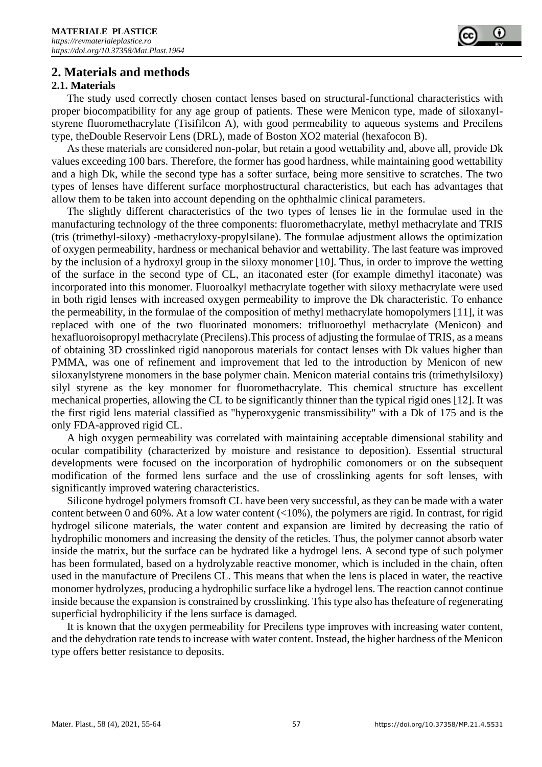## 2. Materials and methods

### 2.1. Materials

The study used correctly chosen contact lenses based on structural-functional characteristics with proper biocompatibility for any age group of patients. These were Menicon type, made of siloxanyl-styrene fluoromethacrylate (Tisifilcon A), with good permeability to aqueous systems and Precilens type, theDouble Reservoir Lens (DRL), made of Boston XO2 material (hexafocon B).

As these materials are considered non-polar, but retain a good wettability and, above all, provide Dk values exceeding 100 bars. Therefore, the former has good hardness, while maintaining good wettability and a high Dk, while the second type has a softer surface, being more sensitive to scratches. The two types of lenses have different surface morphostructural characteristics, but each has advantages that allow them to be taken into account depending on the ophthalmic clinical parameters.

The slightly different characteristics of the two types of lenses lie in the formulae used in the manufacturing technology of the three components: fluoromethacrylate, methyl methacrylate and TRIS (tris (trimethyl-siloxy) -methacryloxy-propylsilane). The formulae adjustment allows the optimization of oxygen permeability, hardness or mechanical behavior and wettability. The last feature was improved by the inclusion of a hydroxyl group in the siloxy monomer [10]. Thus, in order to improve the wetting of the surface in the second type of CL, an itaconated ester (for example dimethyl itaconate) was incorporated into this monomer. Fluoroalkyl methacrylate together with siloxy methacrylate were used in both rigid lenses with increased oxygen permeability to improve the Dk characteristic. To enhance the permeability, in the formulae of the composition of methyl methacrylate homopolymers [11], it was replaced with one of the two fluorinated monomers: trifluoroethyl methacrylate (Menicon) and hexafluoroisopropyl methacrylate (Precilens).This process of adjusting the formulae of TRIS, as a means of obtaining 3D crosslinked rigid nanoporous materials for contact lenses with Dk values higher than PMMA, was one of refinement and improvement that led to the introduction by Menicon of new siloxanylstyrene monomers in the base polymer chain. Menicon material contains tris (trimethylsiloxy) silyl styrene as the key monomer for fluoromethacrylate. This chemical structure has excellent mechanical properties, allowing the CL to be significantly thinner than the typical rigid ones [12]. It was the first rigid lens material classified as "hyperoxygenic transmissibility" with a Dk of 175 and is the only FDA-approved rigid CL.

A high oxygen permeability was correlated with maintaining acceptable dimensional stability and ocular compatibility (characterized by moisture and resistance to deposition). Essential structural developments were focused on the incorporation of hydrophilic comonomers or on the subsequent modification of the formed lens surface and the use of crosslinking agents for soft lenses, with significantly improved watering characteristics.

Silicone hydrogel polymers fromsoft CL have been very successful, as they can be made with a water content between 0 and 60%. At a low water content (<10%), the polymers are rigid. In contrast, for rigid hydrogel silicone materials, the water content and expansion are limited by decreasing the ratio of hydrophilic monomers and increasing the density of the reticles. Thus, the polymer cannot absorb water inside the matrix, but the surface can be hydrated like a hydrogel lens. A second type of such polymer has been formulated, based on a hydrolyzable reactive monomer, which is included in the chain, often used in the manufacture of Precilens CL. This means that when the lens is placed in water, the reactive monomer hydrolyzes, producing a hydrophilic surface like a hydrogel lens. The reaction cannot continue inside because the expansion is constrained by crosslinking. This type also has thefeature of regenerating superficial hydrophilicity if the lens surface is damaged.

It is known that the oxygen permeability for Precilens type improves with increasing water content, and the dehydration rate tends to increase with water content. Instead, the higher hardness of the Menicon type offers better resistance to deposits.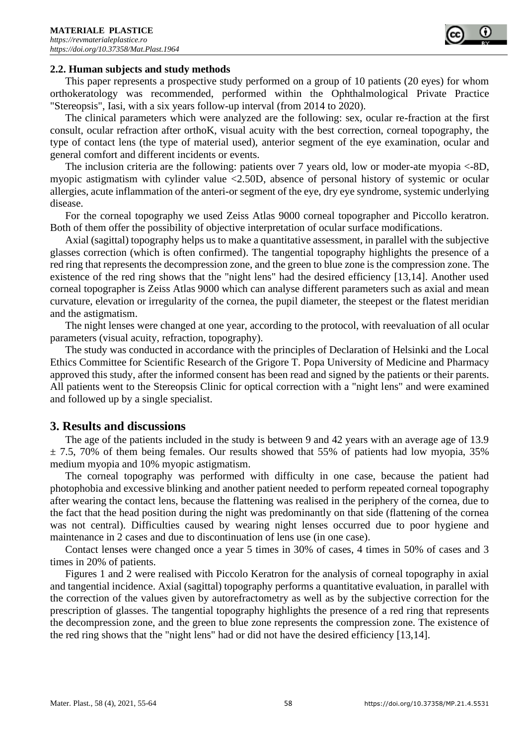### 2.2. Human subjects and study methods

This paper represents a prospective study performed on a group of 10 patients (20 eyes) for whom orthokeratology was recommended, performed within the Ophthalmological Private Practice "Stereopsis", Iasi, with a six years follow-up interval (from 2014 to 2020).

The clinical parameters which were analyzed are the following: sex, ocular re-fraction at the first consult, ocular refraction after orthoK, visual acuity with the best correction, corneal topography, the type of contact lens (the type of material used), anterior segment of the eye examination, ocular and general comfort and different incidents or events.

The inclusion criteria are the following: patients over 7 years old, low or moder-ate myopia <-8D, myopic astigmatism with cylinder value <2.50D, absence of personal history of systemic or ocular allergies, acute inflammation of the anteri-or segment of the eye, dry eye syndrome, systemic underlying disease.

For the corneal topography we used Zeiss Atlas 9000 corneal topographer and Piccollo keratron. Both of them offer the possibility of objective interpretation of ocular surface modifications.

Axial (sagittal) topography helps us to make a quantitative assessment, in parallel with the subjective glasses correction (which is often confirmed). The tangential topography highlights the presence of a red ring that represents the decompression zone, and the green to blue zone is the compression zone. The existence of the red ring shows that the "night lens" had the desired efficiency [13,14]. Another used corneal topographer is Zeiss Atlas 9000 which can analyse different parameters such as axial and mean curvature, elevation or irregularity of the cornea, the pupil diameter, the steepest or the flatest meridian and the astigmatism.

The night lenses were changed at one year, according to the protocol, with reevaluation of all ocular parameters (visual acuity, refraction, topography).

The study was conducted in accordance with the principles of Declaration of Helsinki and the Local Ethics Committee for Scientific Research of the Grigore T. Popa University of Medicine and Pharmacy approved this study, after the informed consent has been read and signed by the patients or their parents. All patients went to the Stereopsis Clinic for optical correction with a "night lens" and were examined and followed up by a single specialist.

## 3. Results and discussions

The age of the patients included in the study is between 9 and 42 years with an average age of 13.9 ± 7.5, 70% of them being females. Our results showed that 55% of patients had low myopia, 35% medium myopia and 10% myopic astigmatism.

The corneal topography was performed with difficulty in one case, because the patient had photophobia and excessive blinking and another patient needed to perform repeated corneal topography after wearing the contact lens, because the flattening was realised in the periphery of the cornea, due to the fact that the head position during the night was predominantly on that side (flattening of the cornea was not central). Difficulties caused by wearing night lenses occurred due to poor hygiene and maintenance in 2 cases and due to discontinuation of lens use (in one case).

Contact lenses were changed once a year 5 times in 30% of cases, 4 times in 50% of cases and 3 times in 20% of patients.

Figures 1 and 2 were realised with Piccolo Keratron for the analysis of corneal topography in axial and tangential incidence. Axial (sagittal) topography performs a quantitative evaluation, in parallel with the correction of the values given by autorefractometry as well as by the subjective correction for the prescription of glasses. The tangential topography highlights the presence of a red ring that represents the decompression zone, and the green to blue zone represents the compression zone. The existence of the red ring shows that the "night lens" had or did not have the desired efficiency [13,14].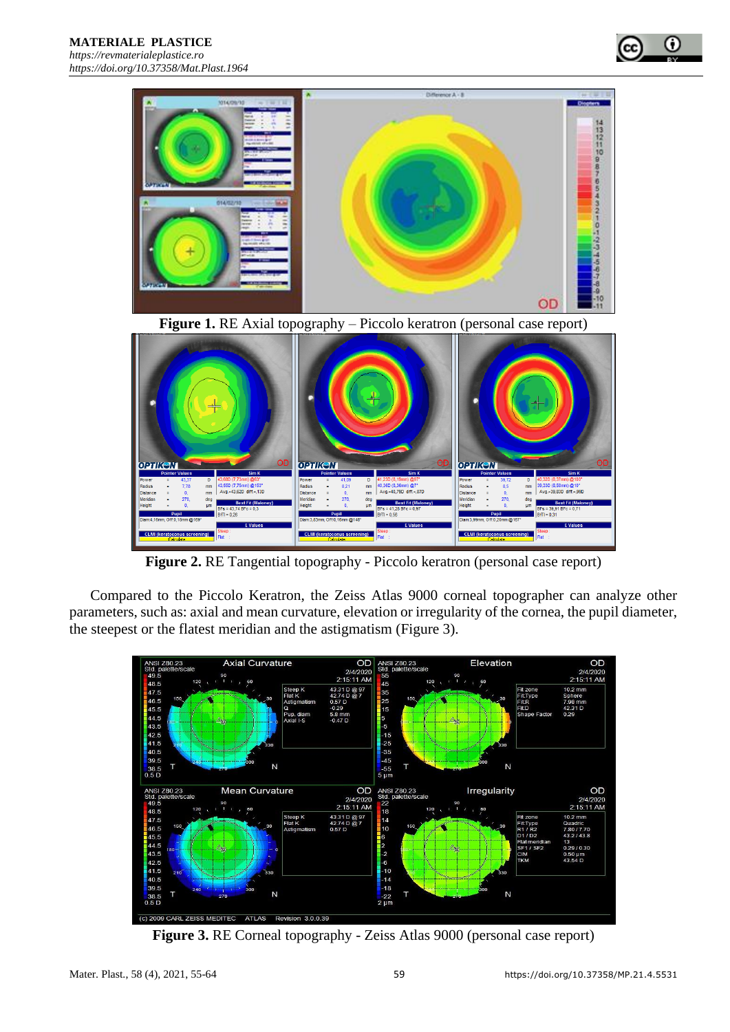**Figure 1.** RE Axial topography – Piccolo keratron (personal case report)

**Figure 2.** RE Tangential topography - Piccolo keratron (personal case report)

Compared to the Piccolo Keratron, the Zeiss Atlas 9000 corneal topographer can analyze other parameters, such as: axial and mean curvature, elevation or irregularity of the cornea, the pupil diameter, the steepest or the flatest meridian and the astigmatism (Figure 3).

**Figure 3.** RE Corneal topography - Zeiss Atlas 9000 (personal case report)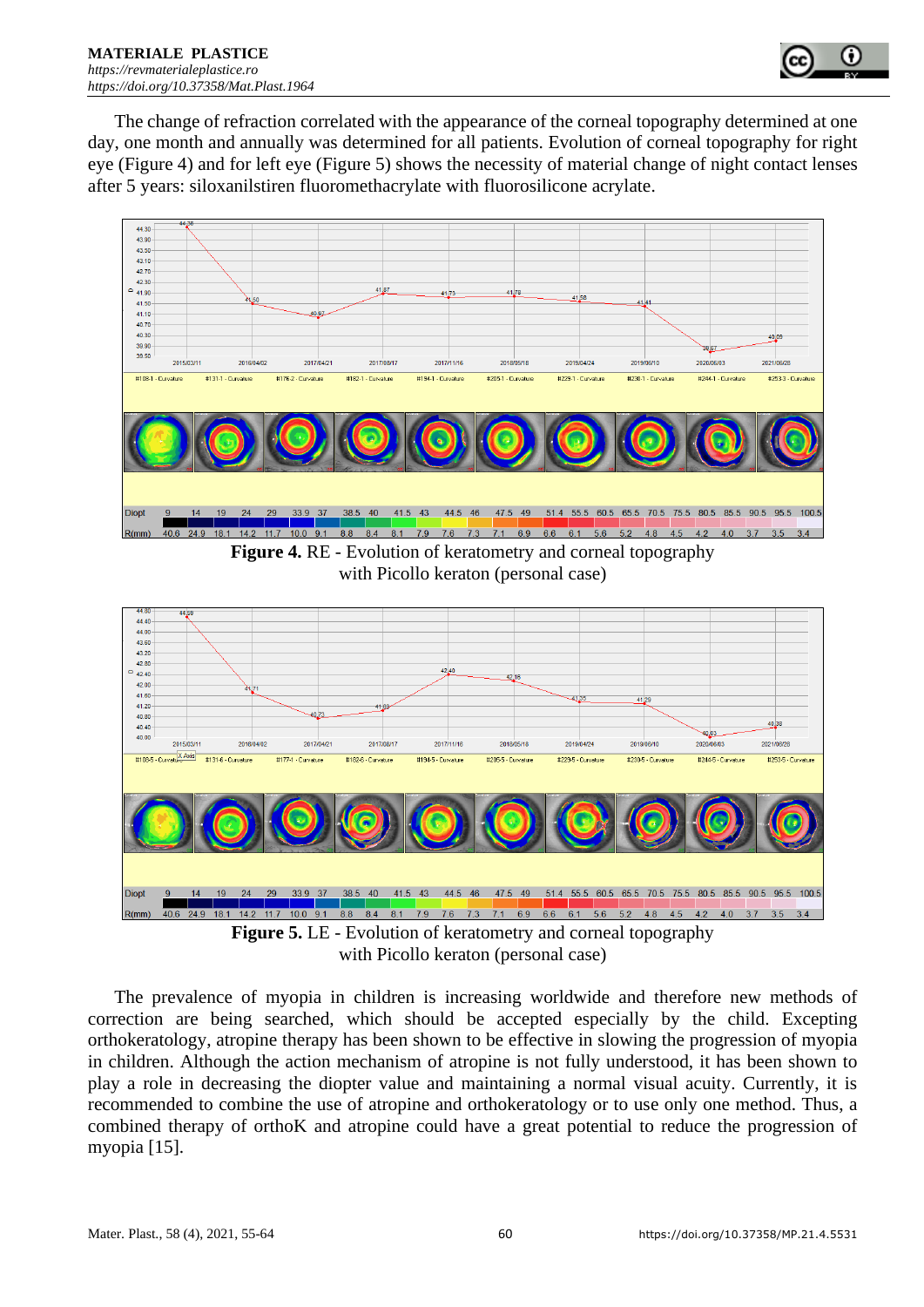The change of refraction correlated with the appearance of the corneal topography determined at one day, one month and annually was determined for all patients. Evolution of corneal topography for right eye (Figure 4) and for left eye (Figure 5) shows the necessity of material change of night contact lenses after 5 years: siloxanilstiren fluoromethacrylate with fluorosilicone acrylate.

**Figure 4.** RE - Evolution of keratometry and corneal topography with Picollo keraton (personal case)

**Figure 5.** LE - Evolution of keratometry and corneal topography with Picollo keraton (personal case)

The prevalence of myopia in children is increasing worldwide and therefore new methods of correction are being searched, which should be accepted especially by the child. Excepting orthokeratology, atropine therapy has been shown to be effective in slowing the progression of myopia in children. Although the action mechanism of atropine is not fully understood, it has been shown to play a role in decreasing the diopter value and maintaining a normal visual acuity. Currently, it is recommended to combine the use of atropine and orthokeratology or to use only one method. Thus, a combined therapy of orthoK and atropine could have a great potential to reduce the progression of myopia [15].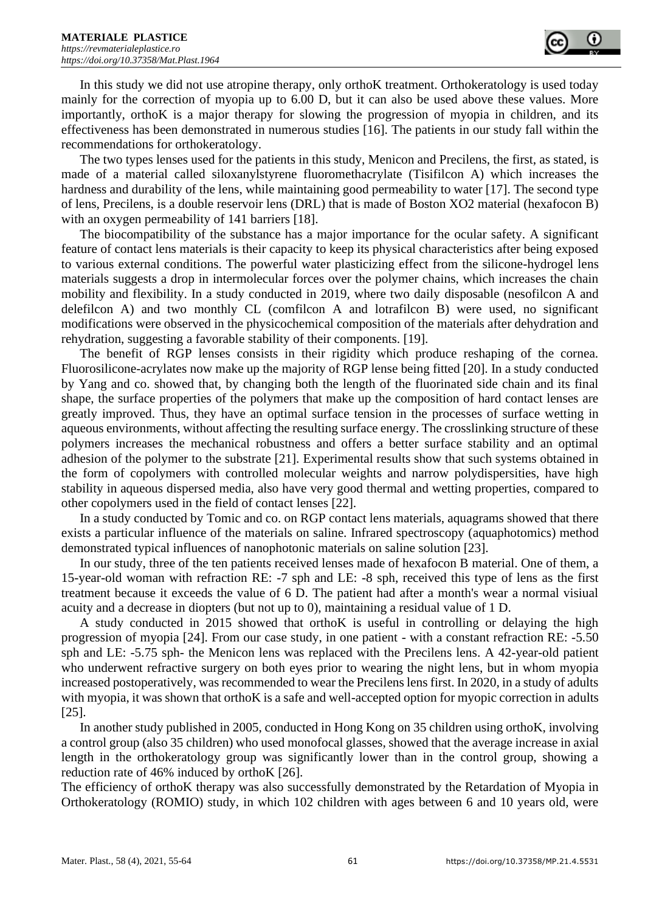In this study we did not use atropine therapy, only orthoK treatment. Orthokeratology is used today mainly for the correction of myopia up to 6.00 D, but it can also be used above these values. More importantly, orthoK is a major therapy for slowing the progression of myopia in children, and its effectiveness has been demonstrated in numerous studies [16]. The patients in our study fall within the recommendations for orthokeratology.

The two types lenses used for the patients in this study, Menicon and Precilens, the first, as stated, is made of a material called siloxanylstyrene fluoromethacrylate (Tisifilcon A) which increases the hardness and durability of the lens, while maintaining good permeability to water [17]. The second type of lens, Precilens, is a double reservoir lens (DRL) that is made of Boston XO2 material (hexafocon B) with an oxygen permeability of 141 barriers [18].

The biocompatibility of the substance has a major importance for the ocular safety. A significant feature of contact lens materials is their capacity to keep its physical characteristics after being exposed to various external conditions. The powerful water plasticizing effect from the silicone-hydrogel lens materials suggests a drop in intermolecular forces over the polymer chains, which increases the chain mobility and flexibility. In a study conducted in 2019, where two daily disposable (nesofilcon A and delefilcon A) and two monthly CL (comfilcon A and lotrafilcon B) were used, no significant modifications were observed in the physicochemical composition of the materials after dehydration and rehydration, suggesting a favorable stability of their components. [19].

The benefit of RGP lenses consists in their rigidity which produce reshaping of the cornea. Fluorosilicone-acrylates now make up the majority of RGP lense being fitted [20]. In a study conducted by Yang and co. showed that, by changing both the length of the fluorinated side chain and its final shape, the surface properties of the polymers that make up the composition of hard contact lenses are greatly improved. Thus, they have an optimal surface tension in the processes of surface wetting in aqueous environments, without affecting the resulting surface energy. The crosslinking structure of these polymers increases the mechanical robustness and offers a better surface stability and an optimal adhesion of the polymer to the substrate [21]. Experimental results show that such systems obtained in the form of copolymers with controlled molecular weights and narrow polydispersities, have high stability in aqueous dispersed media, also have very good thermal and wetting properties, compared to other copolymers used in the field of contact lenses [22].

In a study conducted by Tomic and co. on RGP contact lens materials, aquagrams showed that there exists a particular influence of the materials on saline. Infrared spectroscopy (aquaphotomics) method demonstrated typical influences of nanophotonic materials on saline solution [23].

In our study, three of the ten patients received lenses made of hexafocon B material. One of them, a 15-year-old woman with refraction RE: -7 sph and LE: -8 sph, received this type of lens as the first treatment because it exceeds the value of 6 D. The patient had after a month's wear a normal visiual acuity and a decrease in diopters (but not up to 0), maintaining a residual value of 1 D.

A study conducted in 2015 showed that orthoK is useful in controlling or delaying the high progression of myopia [24]. From our case study, in one patient - with a constant refraction RE: -5.50 sph and LE: -5.75 sph- the Menicon lens was replaced with the Precilens lens. A 42-year-old patient who underwent refractive surgery on both eyes prior to wearing the night lens, but in whom myopia increased postoperatively, was recommended to wear the Precilens lens first. In 2020, in a study of adults with myopia, it was shown that orthoK is a safe and well-accepted option for myopic correction in adults [25].

In another study published in 2005, conducted in Hong Kong on 35 children using orthoK, involving a control group (also 35 children) who used monofocal glasses, showed that the average increase in axial length in the orthokeratology group was significantly lower than in the control group, showing a reduction rate of 46% induced by orthoK [26].

The efficiency of orthoK therapy was also successfully demonstrated by the Retardation of Myopia in Orthokeratology (ROMIO) study, in which 102 children with ages between 6 and 10 years old, were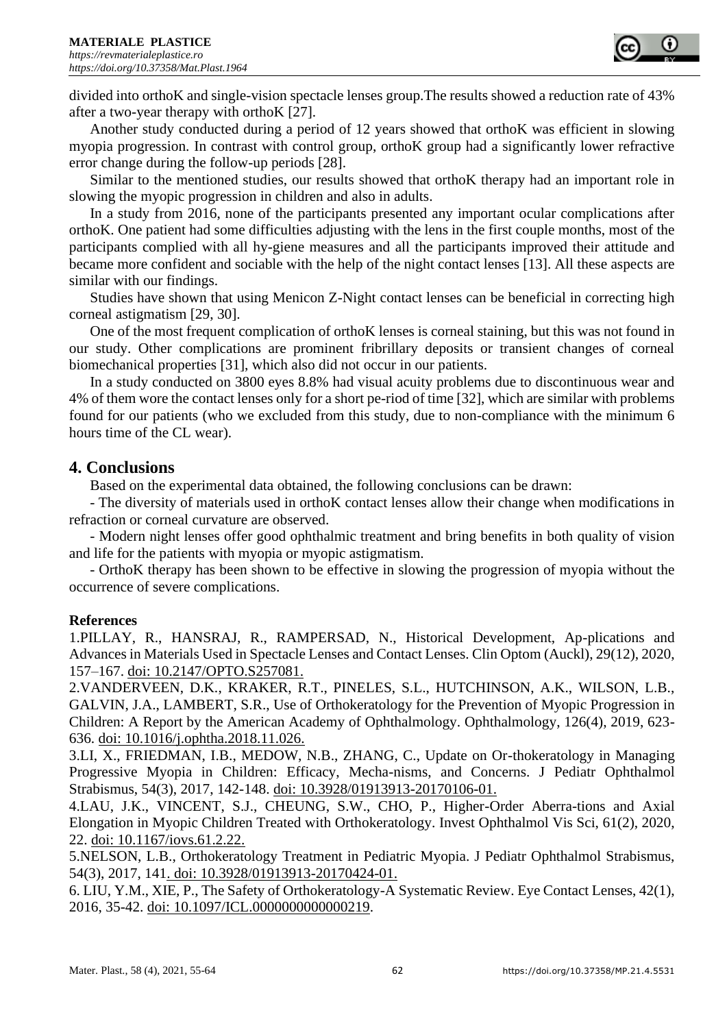divided into orthoK and single-vision spectacle lenses group.The results showed a reduction rate of 43% after a two-year therapy with orthoK [27].

Another study conducted during a period of 12 years showed that orthoK was efficient in slowing myopia progression. In contrast with control group, orthoK group had a significantly lower refractive error change during the follow-up periods [28].

Similar to the mentioned studies, our results showed that orthoK therapy had an important role in slowing the myopic progression in children and also in adults.

In a study from 2016, none of the participants presented any important ocular complications after orthoK. One patient had some difficulties adjusting with the lens in the first couple months, most of the participants complied with all hy-giene measures and all the participants improved their attitude and became more confident and sociable with the help of the night contact lenses [13]. All these aspects are similar with our findings.

Studies have shown that using Menicon Z-Night contact lenses can be beneficial in correcting high corneal astigmatism [29, 30].

One of the most frequent complication of orthoK lenses is corneal staining, but this was not found in our study. Other complications are prominent fribrillary deposits or transient changes of corneal biomechanical properties [31], which also did not occur in our patients.

In a study conducted on 3800 eyes 8.8% had visual acuity problems due to discontinuous wear and 4% of them wore the contact lenses only for a short pe-riod of time [32], which are similar with problems found for our patients (who we excluded from this study, due to non-compliance with the minimum 6 hours time of the CL wear).

## 4. Conclusions

Based on the experimental data obtained, the following conclusions can be drawn:

- The diversity of materials used in orthoK contact lenses allow their change when modifications in refraction or corneal curvature are observed.
- Modern night lenses offer good ophthalmic treatment and bring benefits in both quality of vision and life for the patients with myopia or myopic astigmatism.
- OrthoK therapy has been shown to be effective in slowing the progression of myopia without the occurrence of severe complications.

**References**

1.PILLAY, R., HANSRAJ, R., RAMPERSAD, N., Historical Development, Ap-plications and Advances in Materials Used in Spectacle Lenses and Contact Lenses. Clin Optom (Auckl), 29(12), 2020, 157–167. doi: 10.2147/OPTO.S257081.

2.VANDERVEEN, D.K., KRAKER, R.T., PINELES, S.L., HUTCHINSON, A.K., WILSON, L.B., GALVIN, J.A., LAMBERT, S.R., Use of Orthokeratology for the Prevention of Myopic Progression in Children: A Report by the American Academy of Ophthalmology. Ophthalmology, 126(4), 2019, 623-636. doi: 10.1016/j.ophtha.2018.11.026.

3.LI, X., FRIEDMAN, I.B., MEDOW, N.B., ZHANG, C., Update on Or-thokeratology in Managing Progressive Myopia in Children: Efficacy, Mecha-nisms, and Concerns. J Pediatr Ophthalmol Strabismus, 54(3), 2017, 142-148. doi: 10.3928/01913913-20170106-01.

4.LAU, J.K., VINCENT, S.J., CHEUNG, S.W., CHO, P., Higher-Order Aberra-tions and Axial Elongation in Myopic Children Treated with Orthokeratology. Invest Ophthalmol Vis Sci, 61(2), 2020, 22. doi: 10.1167/iovs.61.2.22.

5.NELSON, L.B., Orthokeratology Treatment in Pediatric Myopia. J Pediatr Ophthalmol Strabismus, 54(3), 2017, 141. doi: 10.3928/01913913-20170424-01.

6. LIU, Y.M., XIE, P., The Safety of Orthokeratology-A Systematic Review. Eye Contact Lenses, 42(1), 2016, 35-42. doi: 10.1097/ICL.0000000000000219.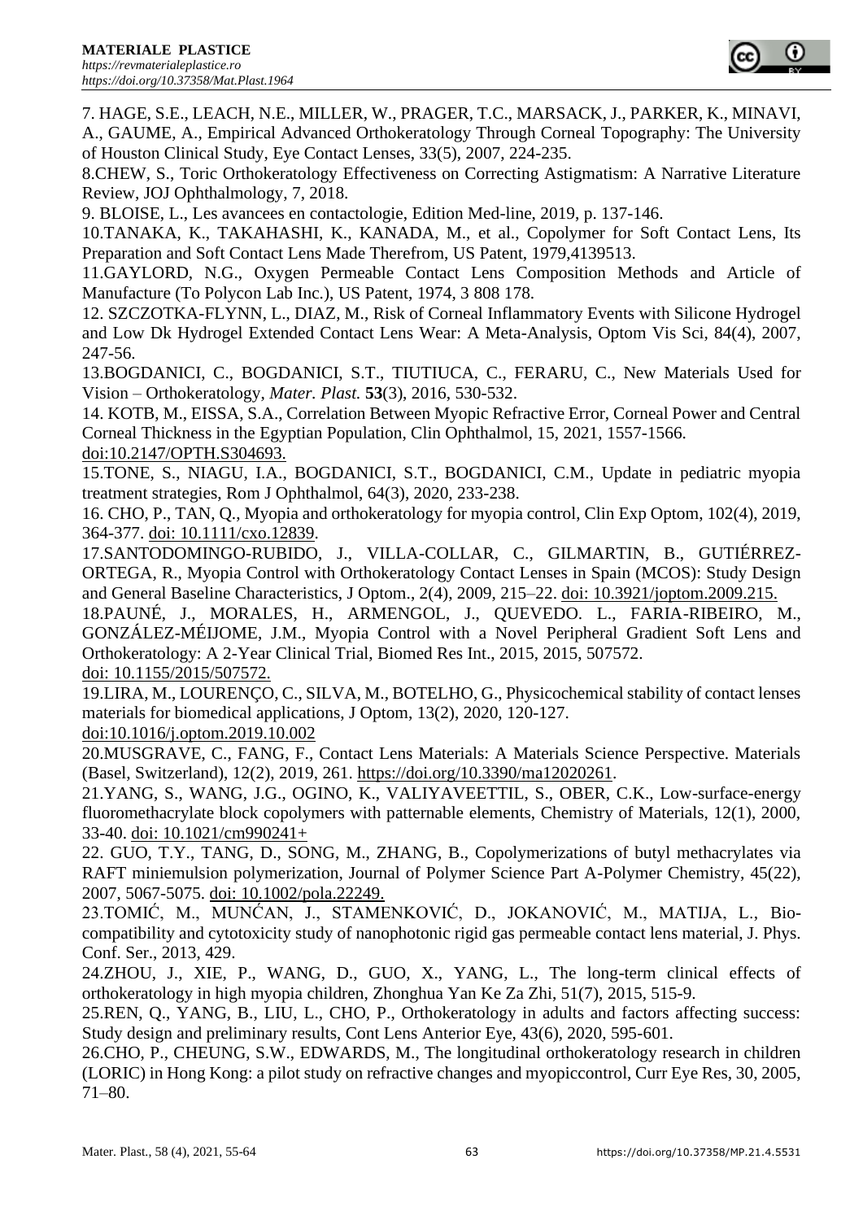7. HAGE, S.E., LEACH, N.E., MILLER, W., PRAGER, T.C., MARSACK, J., PARKER, K., MINAVI, A., GAUME, A., Empirical Advanced Orthokeratology Through Corneal Topography: The University of Houston Clinical Study, Eye Contact Lenses, 33(5), 2007, 224-235.

8.CHEW, S., Toric Orthokeratology Effectiveness on Correcting Astigmatism: A Narrative Literature Review, JOJ Ophthalmology, 7, 2018.

9. BLOISE, L., Les avancees en contactologie, Edition Med-line, 2019, p. 137-146.

10.TANAKA, K., TAKAHASHI, K., KANADA, M., et al., Copolymer for Soft Contact Lens, Its Preparation and Soft Contact Lens Made Therefrom, US Patent, 1979,4139513.

11.GAYLORD, N.G., Oxygen Permeable Contact Lens Composition Methods and Article of Manufacture (To Polycon Lab Inc.), US Patent, 1974, 3 808 178.

12. SZCZOTKA-FLYNN, L., DIAZ, M., Risk of Corneal Inflammatory Events with Silicone Hydrogel and Low Dk Hydrogel Extended Contact Lens Wear: A Meta-Analysis, Optom Vis Sci, 84(4), 2007, 247-56.

13.BOGDANICI, C., BOGDANICI, S.T., TIUTIUCA, C., FERARU, C., New Materials Used for Vision – Orthokeratology, *Mater. Plast.* **53**(3), 2016, 530-532.

14. KOTB, M., EISSA, S.A., Correlation Between Myopic Refractive Error, Corneal Power and Central Corneal Thickness in the Egyptian Population, Clin Ophthalmol, 15, 2021, 1557-1566. doi:10.2147/OPTH.S304693.

15.TONE, S., NIAGU, I.A., BOGDANICI, S.T., BOGDANICI, C.M., Update in pediatric myopia treatment strategies, Rom J Ophthalmol, 64(3), 2020, 233-238.

16. CHO, P., TAN, Q., Myopia and orthokeratology for myopia control, Clin Exp Optom, 102(4), 2019, 364-377. doi: 10.1111/cxo.12839.

17.SANTODOMINGO-RUBIDO, J., VILLA-COLLAR, C., GILMARTIN, B., GUTIÉRREZ-ORTEGA, R., Myopia Control with Orthokeratology Contact Lenses in Spain (MCOS): Study Design and General Baseline Characteristics, J Optom., 2(4), 2009, 215–22. doi: 10.3921/joptom.2009.215.

18.PAUNÉ, J., MORALES, H., ARMENGOL, J., QUEVEDO. L., FARIA-RIBEIRO, M., GONZÁLEZ-MÉIJOME, J.M., Myopia Control with a Novel Peripheral Gradient Soft Lens and Orthokeratology: A 2-Year Clinical Trial, Biomed Res Int., 2015, 2015, 507572. doi: 10.1155/2015/507572.

19.LIRA, M., LOURENÇO, C., SILVA, M., BOTELHO, G., Physicochemical stability of contact lenses materials for biomedical applications, J Optom, 13(2), 2020, 120-127. doi:10.1016/j.optom.2019.10.002

20.MUSGRAVE, C., FANG, F., Contact Lens Materials: A Materials Science Perspective. Materials (Basel, Switzerland), 12(2), 2019, 261. https://doi.org/10.3390/ma12020261.

21.YANG, S., WANG, J.G., OGINO, K., VALIYAVEETTIL, S., OBER, C.K., Low-surface-energy fluoromethacrylate block copolymers with patternable elements, Chemistry of Materials, 12(1), 2000, 33-40. doi: 10.1021/cm990241+

22. GUO, T.Y., TANG, D., SONG, M., ZHANG, B., Copolymerizations of butyl methacrylates via RAFT miniemulsion polymerization, Journal of Polymer Science Part A-Polymer Chemistry, 45(22), 2007, 5067-5075. doi: 10.1002/pola.22249.

23.TOMIĆ, M., MUNĆAN, J., STAMENKOVIĆ, D., JOKANOVIĆ, M., MATIJA, L., Bio-compatibility and cytotoxicity study of nanophotonic rigid gas permeable contact lens material, J. Phys. Conf. Ser., 2013, 429.

24.ZHOU, J., XIE, P., WANG, D., GUO, X., YANG, L., The long-term clinical effects of orthokeratology in high myopia children, Zhonghua Yan Ke Za Zhi, 51(7), 2015, 515-9.

25.REN, Q., YANG, B., LIU, L., CHO, P., Orthokeratology in adults and factors affecting success: Study design and preliminary results, Cont Lens Anterior Eye, 43(6), 2020, 595-601.

26.CHO, P., CHEUNG, S.W., EDWARDS, M., The longitudinal orthokeratology research in children (LORIC) in Hong Kong: a pilot study on refractive changes and myopiccontrol, Curr Eye Res, 30, 2005, 71–80.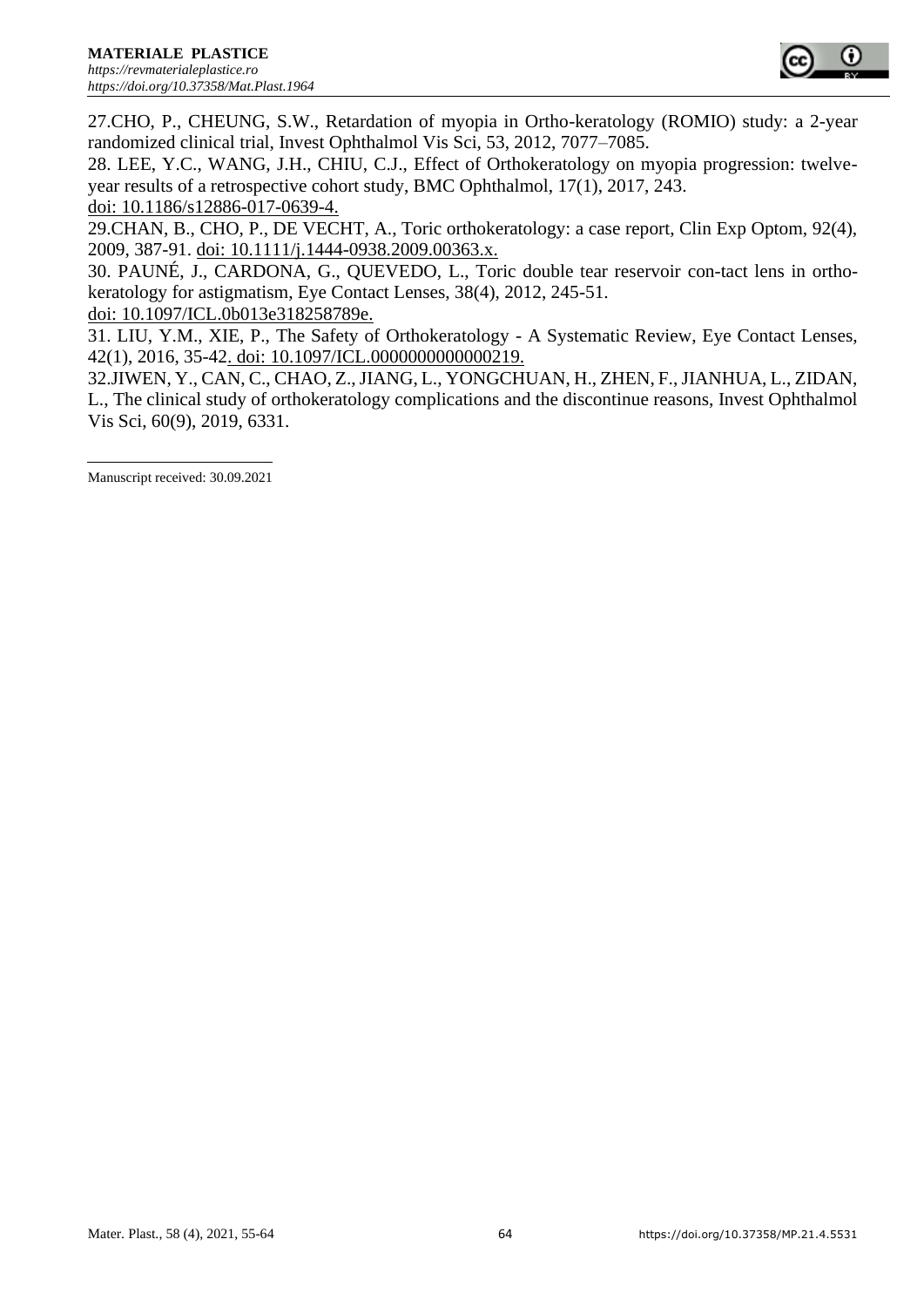27.CHO, P., CHEUNG, S.W., Retardation of myopia in Ortho-keratology (ROMIO) study: a 2-year randomized clinical trial, Invest Ophthalmol Vis Sci, 53, 2012, 7077–7085.

28. LEE, Y.C., WANG, J.H., CHIU, C.J., Effect of Orthokeratology on myopia progression: twelve-year results of a retrospective cohort study, BMC Ophthalmol, 17(1), 2017, 243. doi: 10.1186/s12886-017-0639-4.

29.CHAN, B., CHO, P., DE VECHT, A., Toric orthokeratology: a case report, Clin Exp Optom, 92(4), 2009, 387-91. doi: 10.1111/j.1444-0938.2009.00363.x.

30. PAUNÉ, J., CARDONA, G., QUEVEDO, L., Toric double tear reservoir con-tact lens in ortho-keratology for astigmatism, Eye Contact Lenses, 38(4), 2012, 245-51. doi: 10.1097/ICL.0b013e318258789e.

31. LIU, Y.M., XIE, P., The Safety of Orthokeratology - A Systematic Review, Eye Contact Lenses, 42(1), 2016, 35-42. doi: 10.1097/ICL.0000000000000219.

32.JIWEN, Y., CAN, C., CHAO, Z., JIANG, L., YONGCHUAN, H., ZHEN, F., JIANHUA, L., ZIDAN, L., The clinical study of orthokeratology complications and the discontinue reasons, Invest Ophthalmol Vis Sci, 60(9), 2019, 6331.

Manuscript received: 30.09.2021